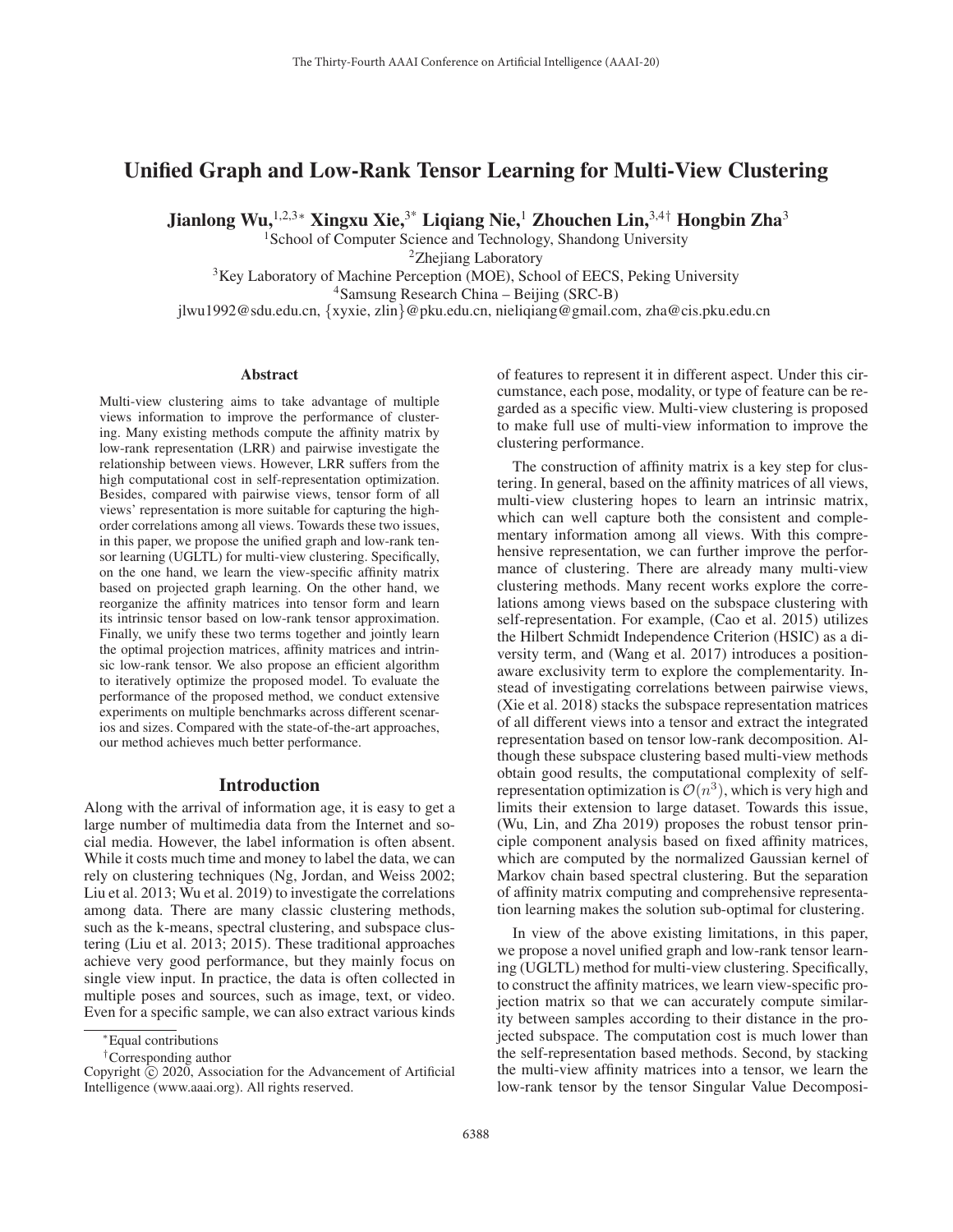# Unified Graph and Low-Rank Tensor Learning for Multi-View Clustering

**Jianlong Wu,[1,2,3*] Xingxu Xie,[3*] Liqiang Nie,[1] Zhouchen Lin,[3,4†] Hongbin Zha[3]**

[1]School of Computer Science and Technology, Shandong University
[2]Zhejiang Laboratory
[3]Key Laboratory of Machine Perception (MOE), School of EECS, Peking University
[4]Samsung Research China – Beijing (SRC-B)
jlwu1992@sdu.edu.cn, {xyxie, zlin}@pku.edu.cn, nieliqiang@gmail.com, zha@cis.pku.edu.cn

## Abstract

Multi-view clustering aims to take advantage of multiple views information to improve the performance of clustering. Many existing methods compute the affinity matrix by low-rank representation (LRR) and pairwise investigate the relationship between views. However, LRR suffers from the high computational cost in self-representation optimization. Besides, compared with pairwise views, tensor form of all views' representation is more suitable for capturing the high-order correlations among all views. Towards these two issues, in this paper, we propose the unified graph and low-rank tensor learning (UGLTL) for multi-view clustering. Specifically, on the one hand, we learn the view-specific affinity matrix based on projected graph learning. On the other hand, we reorganize the affinity matrices into tensor form and learn its intrinsic tensor based on low-rank tensor approximation. Finally, we unify these two terms together and jointly learn the optimal projection matrices, affinity matrices and intrinsic low-rank tensor. We also propose an efficient algorithm to iteratively optimize the proposed model. To evaluate the performance of the proposed method, we conduct extensive experiments on multiple benchmarks across different scenarios and sizes. Compared with the state-of-the-art approaches, our method achieves much better performance.

## Introduction

Along with the arrival of information age, it is easy to get a large number of multimedia data from the Internet and social media. However, the label information is often absent. While it costs much time and money to label the data, we can rely on clustering techniques (Ng, Jordan, and Weiss 2002; Liu et al. 2013; Wu et al. 2019) to investigate the correlations among data. There are many classic clustering methods, such as the k-means, spectral clustering, and subspace clustering (Liu et al. 2013; 2015). These traditional approaches achieve very good performance, but they mainly focus on single view input. In practice, the data is often collected in multiple poses and sources, such as image, text, or video. Even for a specific sample, we can also extract various kinds of features to represent it in different aspect. Under this circumstance, each pose, modality, or type of feature can be regarded as a specific view. Multi-view clustering is proposed to make full use of multi-view information to improve the clustering performance.

The construction of affinity matrix is a key step for clustering. In general, based on the affinity matrices of all views, multi-view clustering hopes to learn an intrinsic matrix, which can well capture both the consistent and complementary information among all views. With this comprehensive representation, we can further improve the performance of clustering. There are already many multi-view clustering methods. Many recent works explore the correlations among views based on the subspace clustering with self-representation. For example, (Cao et al. 2015) utilizes the Hilbert Schmidt Independence Criterion (HSIC) as a diversity term, and (Wang et al. 2017) introduces a position-aware exclusivity term to explore the complementarity. Instead of investigating correlations between pairwise views, (Xie et al. 2018) stacks the subspace representation matrices of all different views into a tensor and extract the integrated representation based on tensor low-rank decomposition. Although these subspace clustering based multi-view methods obtain good results, the computational complexity of self-representation optimization is $\mathcal{O}(n^3)$, which is very high and limits their extension to large dataset. Towards this issue, (Wu, Lin, and Zha 2019) proposes the robust tensor principle component analysis based on fixed affinity matrices, which are computed by the normalized Gaussian kernel of Markov chain based spectral clustering. But the separation of affinity matrix computing and comprehensive representation learning makes the solution sub-optimal for clustering.

In view of the above existing limitations, in this paper, we propose a novel unified graph and low-rank tensor learning (UGLTL) method for multi-view clustering. Specifically, to construct the affinity matrices, we learn view-specific projection matrix so that we can accurately compute similarity between samples according to their distance in the projected subspace. The computation cost is much lower than the self-representation based methods. Second, by stacking the multi-view affinity matrices into a tensor, we learn the low-rank tensor by the tensor Singular Value Decomposi-

*Equal contributions

†Corresponding author

Copyright © 2020, Association for the Advancement of Artificial Intelligence (www.aaai.org). All rights reserved.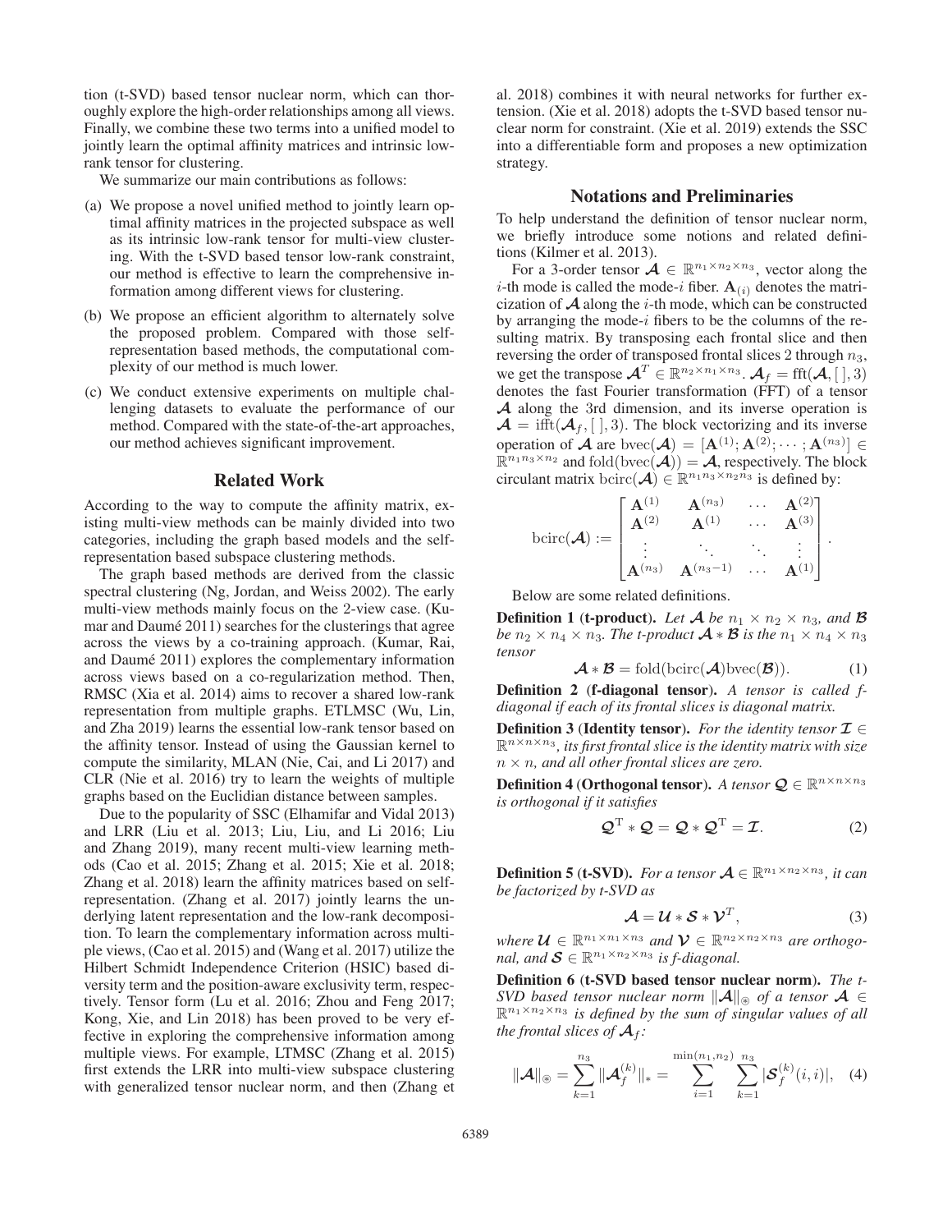tion (t-SVD) based tensor nuclear norm, which can thoroughly explore the high-order relationships among all views. Finally, we combine these two terms into a unified model to jointly learn the optimal affinity matrices and intrinsic low-rank tensor for clustering.

We summarize our main contributions as follows:

(a) We propose a novel unified method to jointly learn optimal affinity matrices in the projected subspace as well as its intrinsic low-rank tensor for multi-view clustering. With the t-SVD based tensor low-rank constraint, our method is effective to learn the comprehensive information among different views for clustering.

(b) We propose an efficient algorithm to alternately solve the proposed problem. Compared with those self-representation based methods, the computational complexity of our method is much lower.

(c) We conduct extensive experiments on multiple challenging datasets to evaluate the performance of our method. Compared with the state-of-the-art approaches, our method achieves significant improvement.

## Related Work

According to the way to compute the affinity matrix, existing multi-view methods can be mainly divided into two categories, including the graph based models and the self-representation based subspace clustering methods.

The graph based methods are derived from the classic spectral clustering (Ng, Jordan, and Weiss 2002). The early multi-view methods mainly focus on the 2-view case. (Kumar and Daumé 2011) searches for the clusterings that agree across the views by a co-training approach. (Kumar, Rai, and Daumé 2011) explores the complementary information across views based on a co-regularization method. Then, RMSC (Xia et al. 2014) aims to recover a shared low-rank representation from multiple graphs. ETLMSC (Wu, Lin, and Zha 2019) learns the essential low-rank tensor based on the affinity tensor. Instead of using the Gaussian kernel to compute the similarity, MLAN (Nie, Cai, and Li 2017) and CLR (Nie et al. 2016) try to learn the weights of multiple graphs based on the Euclidian distance between samples.

Due to the popularity of SSC (Elhamifar and Vidal 2013) and LRR (Liu et al. 2013; Liu, Liu, and Li 2016; Liu and Zhang 2019), many recent multi-view learning methods (Cao et al. 2015; Zhang et al. 2015; Xie et al. 2018; Zhang et al. 2018) learn the affinity matrices based on self-representation. (Zhang et al. 2017) jointly learns the underlying latent representation and the low-rank decomposition. To learn the complementary information across multiple views, (Cao et al. 2015) and (Wang et al. 2017) utilize the Hilbert Schmidt Independence Criterion (HSIC) based diversity term and the position-aware exclusivity term, respectively. Tensor form (Lu et al. 2016; Zhou and Feng 2017; Kong, Xie, and Lin 2018) has been proved to be very effective in exploring the comprehensive information among multiple views. For example, LTMSC (Zhang et al. 2015) first extends the LRR into multi-view subspace clustering with generalized tensor nuclear norm, and then (Zhang et al. 2018) combines it with neural networks for further extension. (Xie et al. 2018) adopts the t-SVD based tensor nuclear norm for constraint. (Xie et al. 2019) extends the SSC into a differentiable form and proposes a new optimization strategy.

## Notations and Preliminaries

To help understand the definition of tensor nuclear norm, we briefly introduce some notions and related definitions (Kilmer et al. 2013).

For a 3-order tensor $\boldsymbol{\mathcal{A}} \in \mathbb{R}^{n_1 \times n_2 \times n_3}$, vector along the $i$-th mode is called the mode-$i$ fiber. $\mathbf{A}_{(i)}$ denotes the matricization of $\boldsymbol{\mathcal{A}}$ along the $i$-th mode, which can be constructed by arranging the mode-$i$ fibers to be the columns of the resulting matrix. By transposing each frontal slice and then reversing the order of transposed frontal slices 2 through $n_3$, we get the transpose $\boldsymbol{\mathcal{A}}^T \in \mathbb{R}^{n_2 \times n_1 \times n_3}$. $\boldsymbol{\mathcal{A}}_f = \mathrm{fft}(\boldsymbol{\mathcal{A}}, [\,], 3)$ denotes the fast Fourier transformation (FFT) of a tensor $\boldsymbol{\mathcal{A}}$ along the 3rd dimension, and its inverse operation is $\boldsymbol{\mathcal{A}} = \mathrm{ifft}(\boldsymbol{\mathcal{A}}_f, [\,], 3)$. The block vectorizing and its inverse operation of $\boldsymbol{\mathcal{A}}$ are $\mathrm{bvec}(\boldsymbol{\mathcal{A}}) = [\mathbf{A}^{(1)}; \mathbf{A}^{(2)}; \cdots; \mathbf{A}^{(n_3)}] \in \mathbb{R}^{n_1 n_3 \times n_2}$ and $\mathrm{fold}(\mathrm{bvec}(\boldsymbol{\mathcal{A}})) = \boldsymbol{\mathcal{A}}$, respectively. The block circulant matrix $\mathrm{bcirc}(\boldsymbol{\mathcal{A}}) \in \mathbb{R}^{n_1 n_3 \times n_2 n_3}$ is defined by:

$$\mathrm{bcirc}(\boldsymbol{\mathcal{A}}) := \begin{bmatrix} \mathbf{A}^{(1)} & \mathbf{A}^{(n_3)} & \cdots & \mathbf{A}^{(2)} \\ \mathbf{A}^{(2)} & \mathbf{A}^{(1)} & \cdots & \mathbf{A}^{(3)} \\ \vdots & \ddots & \ddots & \vdots \\ \mathbf{A}^{(n_3)} & \mathbf{A}^{(n_3-1)} & \cdots & \mathbf{A}^{(1)} \end{bmatrix}.$$

Below are some related definitions.

**Definition 1 (t-product).** *Let $\boldsymbol{\mathcal{A}}$ be $n_1 \times n_2 \times n_3$, and $\boldsymbol{\mathcal{B}}$ be $n_2 \times n_4 \times n_3$. The t-product $\boldsymbol{\mathcal{A}} * \boldsymbol{\mathcal{B}}$ is the $n_1 \times n_4 \times n_3$ tensor*

$$\boldsymbol{\mathcal{A}} * \boldsymbol{\mathcal{B}} = \mathrm{fold}(\mathrm{bcirc}(\boldsymbol{\mathcal{A}})\mathrm{bvec}(\boldsymbol{\mathcal{B}})). \tag{1}$$

**Definition 2 (f-diagonal tensor).** *A tensor is called f-diagonal if each of its frontal slices is diagonal matrix.*

**Definition 3 (Identity tensor).** *For the identity tensor $\boldsymbol{\mathcal{I}} \in \mathbb{R}^{n \times n \times n_3}$, its first frontal slice is the identity matrix with size $n \times n$, and all other frontal slices are zero.*

**Definition 4 (Orthogonal tensor).** *A tensor $\boldsymbol{\mathcal{Q}} \in \mathbb{R}^{n \times n \times n_3}$ is orthogonal if it satisfies*

$$\boldsymbol{\mathcal{Q}}^{\mathrm{T}} * \boldsymbol{\mathcal{Q}} = \boldsymbol{\mathcal{Q}} * \boldsymbol{\mathcal{Q}}^{\mathrm{T}} = \boldsymbol{\mathcal{I}}. \tag{2}$$

**Definition 5 (t-SVD).** *For a tensor $\boldsymbol{\mathcal{A}} \in \mathbb{R}^{n_1 \times n_2 \times n_3}$, it can be factorized by t-SVD as*

$$\boldsymbol{\mathcal{A}} = \boldsymbol{\mathcal{U}} * \boldsymbol{\mathcal{S}} * \boldsymbol{\mathcal{V}}^T, \tag{3}$$

*where $\boldsymbol{\mathcal{U}} \in \mathbb{R}^{n_1 \times n_1 \times n_3}$ and $\boldsymbol{\mathcal{V}} \in \mathbb{R}^{n_2 \times n_2 \times n_3}$ are orthogonal, and $\boldsymbol{\mathcal{S}} \in \mathbb{R}^{n_1 \times n_2 \times n_3}$ is f-diagonal.*

**Definition 6 (t-SVD based tensor nuclear norm).** *The t-SVD based tensor nuclear norm $\|\boldsymbol{\mathcal{A}}\|_{\circledast}$ of a tensor $\boldsymbol{\mathcal{A}} \in \mathbb{R}^{n_1 \times n_2 \times n_3}$ is defined by the sum of singular values of all the frontal slices of $\boldsymbol{\mathcal{A}}_f$:*

$$\|\boldsymbol{\mathcal{A}}\|_{\circledast} = \sum_{k=1}^{n_3} \|\boldsymbol{\mathcal{A}}_f^{(k)}\|_* = \sum_{i=1}^{\min(n_1,n_2)} \sum_{k=1}^{n_3} |\boldsymbol{\mathcal{S}}_f^{(k)}(i,i)|, \tag{4}$$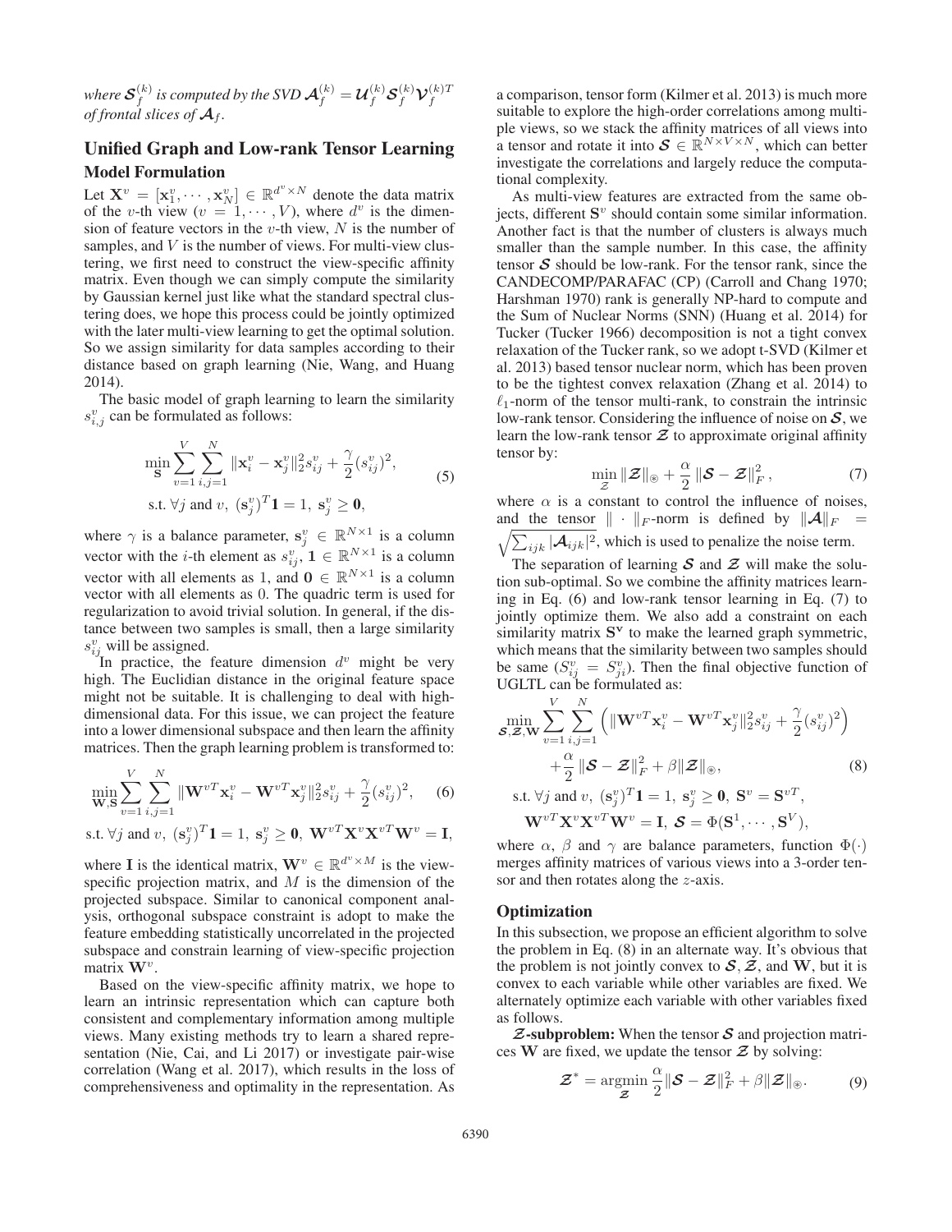*where $\boldsymbol{\mathcal{S}}_f^{(k)}$ is computed by the SVD $\boldsymbol{\mathcal{A}}_f^{(k)} = \boldsymbol{\mathcal{U}}_f^{(k)} \boldsymbol{\mathcal{S}}_f^{(k)} \boldsymbol{\mathcal{V}}_f^{(k)T}$ of frontal slices of $\boldsymbol{\mathcal{A}}_f$.*

## Unified Graph and Low-rank Tensor Learning

### Model Formulation

Let $\mathbf{X}^v = [\mathbf{x}_1^v, \cdots, \mathbf{x}_N^v] \in \mathbb{R}^{d^v \times N}$ denote the data matrix of the $v$-th view ($v = 1, \cdots, V$), where $d^v$ is the dimension of feature vectors in the $v$-th view, $N$ is the number of samples, and $V$ is the number of views. For multi-view clustering, we first need to construct the view-specific affinity matrix. Even though we can simply compute the similarity by Gaussian kernel just like what the standard spectral clustering does, we hope this process could be jointly optimized with the later multi-view learning to get the optimal solution. So we assign similarity for data samples according to their distance based on graph learning (Nie, Wang, and Huang 2014).

The basic model of graph learning to learn the similarity $s_{i,j}^v$ can be formulated as follows:

$$
\begin{aligned}
&\min_{\mathbf{S}} \sum_{v=1}^{V} \sum_{i,j=1}^{N} \|\mathbf{x}_i^v - \mathbf{x}_j^v\|_2^2 s_{ij}^v + \frac{\gamma}{2}(s_{ij}^v)^2, \\
&\text{s.t. } \forall j \text{ and } v,\ (\mathbf{s}_j^v)^T \mathbf{1} = 1,\ \mathbf{s}_j^v \geq \mathbf{0},
\end{aligned} \tag{5}
$$

where $\gamma$ is a balance parameter, $\mathbf{s}_j^v \in \mathbb{R}^{N \times 1}$ is a column vector with the $i$-th element as $s_{ij}^v$, $\mathbf{1} \in \mathbb{R}^{N \times 1}$ is a column vector with all elements as 1, and $\mathbf{0} \in \mathbb{R}^{N \times 1}$ is a column vector with all elements as 0. The quadric term is used for regularization to avoid trivial solution. In general, if the distance between two samples is small, then a large similarity $s_{ij}^v$ will be assigned.

In practice, the feature dimension $d^v$ might be very high. The Euclidian distance in the original feature space might not be suitable. It is challenging to deal with high-dimensional data. For this issue, we can project the feature into a lower dimensional subspace and then learn the affinity matrices. Then the graph learning problem is transformed to:

$$
\begin{aligned}
&\min_{\mathbf{W},\mathbf{S}} \sum_{v=1}^{V} \sum_{i,j=1}^{N} \|\mathbf{W}^{vT}\mathbf{x}_i^v - \mathbf{W}^{vT}\mathbf{x}_j^v\|_2^2 s_{ij}^v + \frac{\gamma}{2}(s_{ij}^v)^2, \\
&\text{s.t. } \forall j \text{ and } v,\ (\mathbf{s}_j^v)^T \mathbf{1} = 1,\ \mathbf{s}_j^v \geq \mathbf{0},\ \mathbf{W}^{vT}\mathbf{X}^v\mathbf{X}^{vT}\mathbf{W}^v = \mathbf{I},
\end{aligned} \tag{6}
$$

where $\mathbf{I}$ is the identical matrix, $\mathbf{W}^v \in \mathbb{R}^{d^v \times M}$ is the view-specific projection matrix, and $M$ is the dimension of the projected subspace. Similar to canonical component analysis, orthogonal subspace constraint is adopt to make the feature embedding statistically uncorrelated in the projected subspace and constrain learning of view-specific projection matrix $\mathbf{W}^v$.

Based on the view-specific affinity matrix, we hope to learn an intrinsic representation which can capture both consistent and complementary information among multiple views. Many existing methods try to learn a shared representation (Nie, Cai, and Li 2017) or investigate pair-wise correlation (Wang et al. 2017), which results in the loss of comprehensiveness and optimality in the representation. As a comparison, tensor form (Kilmer et al. 2013) is much more suitable to explore the high-order correlations among multiple views, so we stack the affinity matrices of all views into a tensor and rotate it into $\boldsymbol{\mathcal{S}} \in \mathbb{R}^{N \times V \times N}$, which can better investigate the correlations and largely reduce the computational complexity.

As multi-view features are extracted from the same objects, different $\mathbf{S}^v$ should contain some similar information. Another fact is that the number of clusters is always much smaller than the sample number. In this case, the affinity tensor $\boldsymbol{\mathcal{S}}$ should be low-rank. For the tensor rank, since the CANDECOMP/PARAFAC (CP) (Carroll and Chang 1970; Harshman 1970) rank is generally NP-hard to compute and the Sum of Nuclear Norms (SNN) (Huang et al. 2014) for Tucker (Tucker 1966) decomposition is not a tight convex relaxation of the Tucker rank, so we adopt t-SVD (Kilmer et al. 2013) based tensor nuclear norm, which has been proven to be the tightest convex relaxation (Zhang et al. 2014) to $\ell_1$-norm of the tensor multi-rank, to constrain the intrinsic low-rank tensor. Considering the influence of noise on $\boldsymbol{\mathcal{S}}$, we learn the low-rank tensor $\boldsymbol{\mathcal{Z}}$ to approximate original affinity tensor by:

$$
\min_{\boldsymbol{\mathcal{Z}}} \|\boldsymbol{\mathcal{Z}}\|_{\circledast} + \frac{\alpha}{2}\|\boldsymbol{\mathcal{S}} - \boldsymbol{\mathcal{Z}}\|_F^2, \tag{7}
$$

where $\alpha$ is a constant to control the influence of noises, and the tensor $\|\cdot\|_F$-norm is defined by $\|\boldsymbol{\mathcal{A}}\|_F = \sqrt{\sum_{ijk}|\boldsymbol{\mathcal{A}}_{ijk}|^2}$, which is used to penalize the noise term.

The separation of learning $\boldsymbol{\mathcal{S}}$ and $\boldsymbol{\mathcal{Z}}$ will make the solution sub-optimal. So we combine the affinity matrices learning in Eq. (6) and low-rank tensor learning in Eq. (7) to jointly optimize them. We also add a constraint on each similarity matrix $\mathbf{S}^{\mathbf{v}}$ to make the learned graph symmetric, which means that the similarity between two samples should be same ($S_{ij}^v = S_{ji}^v$). Then the final objective function of UGLTL can be formulated as:

$$
\begin{aligned}
\min_{\boldsymbol{\mathcal{S}},\boldsymbol{\mathcal{Z}},\mathbf{W}} &\sum_{v=1}^{V} \sum_{i,j=1}^{N} \left(\|\mathbf{W}^{vT}\mathbf{x}_i^v - \mathbf{W}^{vT}\mathbf{x}_j^v\|_2^2 s_{ij}^v + \frac{\gamma}{2}(s_{ij}^v)^2\right) \\
&+ \frac{\alpha}{2}\|\boldsymbol{\mathcal{S}} - \boldsymbol{\mathcal{Z}}\|_F^2 + \beta\|\boldsymbol{\mathcal{Z}}\|_{\circledast}, \\
\text{s.t. } &\forall j \text{ and } v,\ (\mathbf{s}_j^v)^T\mathbf{1} = 1,\ \mathbf{s}_j^v \geq \mathbf{0},\ \mathbf{S}^v = \mathbf{S}^{vT}, \\
&\mathbf{W}^{vT}\mathbf{X}^v\mathbf{X}^{vT}\mathbf{W}^v = \mathbf{I},\ \boldsymbol{\mathcal{S}} = \Phi(\mathbf{S}^1, \cdots, \mathbf{S}^V),
\end{aligned} \tag{8}
$$

where $\alpha$, $\beta$ and $\gamma$ are balance parameters, function $\Phi(\cdot)$ merges affinity matrices of various views into a 3-order tensor and then rotates along the $z$-axis.

### Optimization

In this subsection, we propose an efficient algorithm to solve the problem in Eq. (8) in an alternate way. It's obvious that the problem is not jointly convex to $\boldsymbol{\mathcal{S}}, \boldsymbol{\mathcal{Z}}$, and $\mathbf{W}$, but it is convex to each variable while other variables are fixed. We alternately optimize each variable with other variables fixed as follows.

**$\boldsymbol{\mathcal{Z}}$-subproblem:** When the tensor $\boldsymbol{\mathcal{S}}$ and projection matrices $\mathbf{W}$ are fixed, we update the tensor $\boldsymbol{\mathcal{Z}}$ by solving:

$$
\boldsymbol{\mathcal{Z}}^* = \underset{\boldsymbol{\mathcal{Z}}}{\operatorname{argmin}} \frac{\alpha}{2}\|\boldsymbol{\mathcal{S}} - \boldsymbol{\mathcal{Z}}\|_F^2 + \beta\|\boldsymbol{\mathcal{Z}}\|_{\circledast}. \tag{9}
$$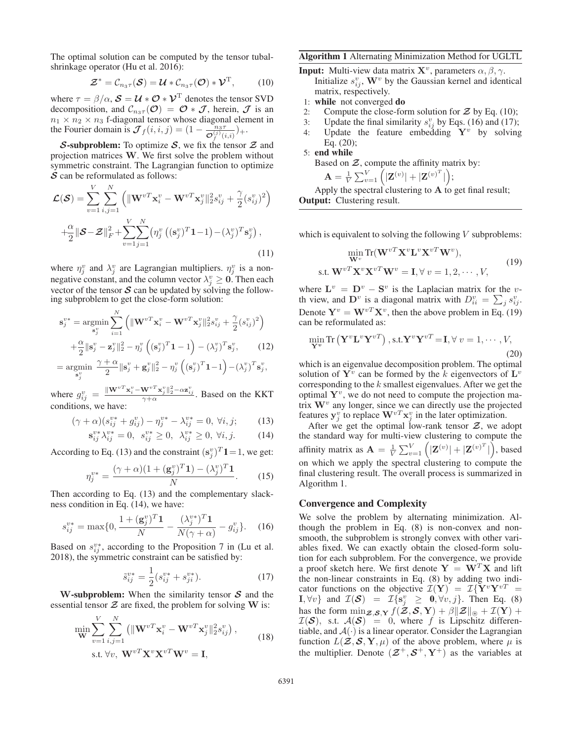The optimal solution can be computed by the tensor tubal-shrinkage operator (Hu et al. 2016):

$$\boldsymbol{\mathcal{Z}}^* = \mathcal{C}_{n_3\tau}(\boldsymbol{\mathcal{S}}) = \boldsymbol{\mathcal{U}} * \mathcal{C}_{n_3\tau}(\boldsymbol{\mathcal{O}}) * \boldsymbol{\mathcal{V}}^{\mathrm{T}}, \tag{10}$$

where $\tau = \beta/\alpha$, $\boldsymbol{\mathcal{S}} = \boldsymbol{\mathcal{U}} * \boldsymbol{\mathcal{O}} * \boldsymbol{\mathcal{V}}^{\mathrm{T}}$ denotes the tensor SVD decomposition, and $\mathcal{C}_{n_3\tau}(\boldsymbol{\mathcal{O}}) = \boldsymbol{\mathcal{O}} * \boldsymbol{\mathcal{J}}$, herein, $\boldsymbol{\mathcal{J}}$ is an $n_1 \times n_2 \times n_3$ f-diagonal tensor whose diagonal element in the Fourier domain is $\boldsymbol{\mathcal{J}}_f(i,i,j) = (1 - \frac{n_3\tau}{\boldsymbol{\mathcal{O}}_f^{(j)}(i,i)})_+$.

**$\boldsymbol{\mathcal{S}}$-subproblem:** To optimize $\boldsymbol{\mathcal{S}}$, we fix the tensor $\boldsymbol{\mathcal{Z}}$ and projection matrices $\mathbf{W}$. We first solve the problem without symmetric constraint. The Lagrangian function to optimize $\boldsymbol{\mathcal{S}}$ can be reformulated as follows:

$$\begin{aligned}\boldsymbol{\mathcal{L}}(\boldsymbol{\mathcal{S}}) = &\sum_{v=1}^{V}\sum_{i,j=1}^{N}\left(\|\mathbf{W}^{vT}\mathbf{x}_i^v - \mathbf{W}^{vT}\mathbf{x}_j^v\|_2^2 s_{ij}^v + \frac{\gamma}{2}(s_{ij}^v)^2\right) \\ &+ \frac{\alpha}{2}\|\boldsymbol{\mathcal{S}} - \boldsymbol{\mathcal{Z}}\|_F^2 + \sum_{v=1}^{V}\sum_{j=1}^{N}\left(\eta_j^v\left((\mathbf{s}_j^v)^T\mathbf{1} - 1\right) - (\lambda_j^v)^T\mathbf{s}_j^v\right),\end{aligned} \tag{11}$$

where $\eta_j^v$ and $\lambda_j^v$ are Lagrangian multipliers. $\eta_j^v$ is a non-negative constant, and the column vector $\lambda_j^v \geq \mathbf{0}$. Then each vector of the tensor $\boldsymbol{\mathcal{S}}$ can be updated by solving the following subproblem to get the close-form solution:

$$\begin{aligned}\mathbf{s}_j^{v*} = &\operatorname*{argmin}_{\mathbf{s}_j^v}\sum_{i=1}^{N}\left(\|\mathbf{W}^{vT}\mathbf{x}_i^v - \mathbf{W}^{vT}\mathbf{x}_j^v\|_2^2 s_{ij}^v + \frac{\gamma}{2}(s_{ij}^v)^2\right) \\ &+ \frac{\alpha}{2}\|\mathbf{s}_j^v - \mathbf{z}_j^v\|_2^2 - \eta_j^v\left((\mathbf{s}_j^v)^T\mathbf{1} - 1\right) - (\lambda_j^v)^T\mathbf{s}_j^v, \\ = &\operatorname*{argmin}_{\mathbf{s}_j^v}\ \frac{\gamma+\alpha}{2}\|\mathbf{s}_j^v + \mathbf{g}_j^v\|_2^2 - \eta_j^v\left((\mathbf{s}_j^v)^T\mathbf{1} - 1\right) - (\lambda_j^v)^T\mathbf{s}_j^v,\end{aligned} \tag{12}$$

where $g_{ij}^v = \frac{\|\mathbf{W}^{vT}\mathbf{x}_i^v - \mathbf{W}^{vT}\mathbf{x}_j^v\|_2^2 - \alpha z_{ij}^v}{\gamma + \alpha}$. Based on the KKT conditions, we have:

$$(\gamma+\alpha)(s_{ij}^{v*} + g_{ij}^v) - \eta_j^{v*} - \lambda_{ij}^{v*} = 0,\ \forall i, j; \tag{13}$$

$$\mathbf{s}_{ij}^{v*}\lambda_{ij}^{v*} = 0,\ \ s_{ij}^{v*} \geq 0,\ \ \lambda_{ij}^{v*} \geq 0,\ \forall i, j. \tag{14}$$

According to Eq. (13) and the constraint $(\mathbf{s}_j^v)^T\mathbf{1} = 1$, we get:

$$\eta_j^{v*} = \frac{(\gamma+\alpha)(1 + (\mathbf{g}_j^v)^T\mathbf{1}) - (\lambda_j^v)^T\mathbf{1}}{N}. \tag{15}$$

Then according to Eq. (13) and the complementary slackness condition in Eq. (14), we have:

$$s_{ij}^{v*} = \max\{0, \frac{1 + (\mathbf{g}_j^v)^T\mathbf{1}}{N} - \frac{(\lambda_j^{v*})^T\mathbf{1}}{N(\gamma+\alpha)} - g_{ij}^v\}. \tag{16}$$

Based on $s_{ij}^{v*}$, according to the Proposition 7 in (Lu et al. 2018), the symmetric constraint can be satisfied by:

$$\tilde{s}_{ij}^{v*} = \frac{1}{2}(s_{ij}^{v*} + s_{ji}^{v*}). \tag{17}$$

**W-subproblem:** When the similarity tensor $\boldsymbol{\mathcal{S}}$ and the essential tensor $\boldsymbol{\mathcal{Z}}$ are fixed, the problem for solving $\mathbf{W}$ is:

$$\begin{aligned}&\min_{\mathbf{W}}\sum_{v=1}^{V}\sum_{i,j=1}^{N}\left(\|\mathbf{W}^{vT}\mathbf{x}_i^v - \mathbf{W}^{vT}\mathbf{x}_j^v\|_2^2 s_{ij}^v\right), \\ &\text{s.t. } \forall v,\ \mathbf{W}^{vT}\mathbf{X}^v\mathbf{X}^{vT}\mathbf{W}^v = \mathbf{I},\end{aligned} \tag{18}$$

which is equivalent to solving the following $V$ subproblems:

$$\begin{aligned}&\min_{\mathbf{W}^v}\operatorname{Tr}(\mathbf{W}^{vT}\mathbf{X}^v\mathbf{L}^v\mathbf{X}^{vT}\mathbf{W}^v), \\ &\text{s.t. } \mathbf{W}^{vT}\mathbf{X}^v\mathbf{X}^{vT}\mathbf{W}^v = \mathbf{I}, \forall\ v = 1, 2, \cdots, V,\end{aligned} \tag{19}$$

where $\mathbf{L}^v = \mathbf{D}^v - \mathbf{S}^v$ is the Laplacian matrix for the $v$-th view, and $\mathbf{D}^v$ is a diagonal matrix with $D_{ii}^v = \sum_j s_{ij}^v$. Denote $\mathbf{Y}^v = \mathbf{W}^{vT}\mathbf{X}^v$, then the above problem in Eq. (19) can be reformulated as:

$$\min_{\mathbf{Y}^v}\operatorname{Tr}\left(\mathbf{Y}^v\mathbf{L}^v\mathbf{Y}^{vT}\right), \text{s.t.}\mathbf{Y}^v\mathbf{Y}^{vT} = \mathbf{I}, \forall\ v = 1, \cdots, V, \tag{20}$$

which is an eigenvalue decomposition problem. The optimal solution of $\mathbf{Y}^v$ can be formed by the $k$ eigenvectors of $\mathbf{L}^v$ corresponding to the $k$ smallest eigenvalues. After we get the optimal $\mathbf{Y}^v$, we do not need to compute the projection matrix $\mathbf{W}^v$ any longer, since we can directly use the projected features $\mathbf{y}_j^v$ to replace $\mathbf{W}^{vT}\mathbf{x}_j^v$ in the later optimization.

After we get the optimal low-rank tensor $\boldsymbol{\mathcal{Z}}$, we adopt the standard way for multi-view clustering to compute the affinity matrix as $\mathbf{A} = \frac{1}{V}\sum_{v=1}^{V}\left(|\mathbf{Z}^{(v)}| + |\mathbf{Z}^{(v)^T}|\right)$, based on which we apply the spectral clustering to compute the final clustering result. The overall process is summarized in Algorithm 1.

**Algorithm 1** Alternating Minimization Method for UGLTL

**Input:** Multi-view data matrix $\mathbf{X}^v$, parameters $\alpha, \beta, \gamma$.
Initialize $s_{ij}^v$, $\mathbf{W}^v$ by the Gaussian kernel and identical matrix, respectively.

1: **while** not converged **do**
2: Compute the close-form solution for $\boldsymbol{\mathcal{Z}}$ by Eq. (10);
3: Update the final similarity $s_{ij}^v$ by Eqs. (16) and (17);
4: Update the feature embedding $\mathbf{Y}^v$ by solving Eq. (20);
5: **end while**

Based on $\boldsymbol{\mathcal{Z}}$, compute the affinity matrix by:
$\mathbf{A} = \frac{1}{V}\sum_{v=1}^{V}\left(|\mathbf{Z}^{(v)}| + |\mathbf{Z}^{(v)^T}|\right)$;
Apply the spectral clustering to $\mathbf{A}$ to get final result;

**Output:** Clustering result.

## Convergence and Complexity

We solve the problem by alternating minimization. Although the problem in Eq. (8) is non-convex and non-smooth, the subproblem is strongly convex with other variables fixed. We can exactly obtain the closed-form solution for each subproblem. For the convergence, we provide a proof sketch here. We first denote $\mathbf{Y} = \mathbf{W}^T\mathbf{X}$ and lift the non-linear constraints in Eq. (8) by adding two indicator functions on the objective $\mathcal{I}(\mathbf{Y}) = \mathcal{I}\{\mathbf{Y}^v\mathbf{Y}^{vT} = \mathbf{I}, \forall v\}$ and $\mathcal{I}(\boldsymbol{\mathcal{S}}) = \mathcal{I}\{\mathbf{s}_j^v \geq \mathbf{0}, \forall v, j\}$. Then Eq. (8) has the form $\min_{\boldsymbol{\mathcal{Z}},\boldsymbol{\mathcal{S}},\mathbf{Y}} f(\boldsymbol{\mathcal{Z}}, \boldsymbol{\mathcal{S}}, \mathbf{Y}) + \beta\|\boldsymbol{\mathcal{Z}}\|_{\circledast} + \mathcal{I}(\mathbf{Y}) + \mathcal{I}(\boldsymbol{\mathcal{S}})$, s.t. $\mathcal{A}(\boldsymbol{\mathcal{S}}) = 0$, where $f$ is Lipschitz differentiable, and $\mathcal{A}(\cdot)$ is a linear operator. Consider the Lagrangian function $L(\boldsymbol{\mathcal{Z}}, \boldsymbol{\mathcal{S}}, \mathbf{Y}, \mu)$ of the above problem, where $\mu$ is the multiplier. Denote $(\boldsymbol{\mathcal{Z}}^+, \boldsymbol{\mathcal{S}}^+, \mathbf{Y}^+)$ as the variables at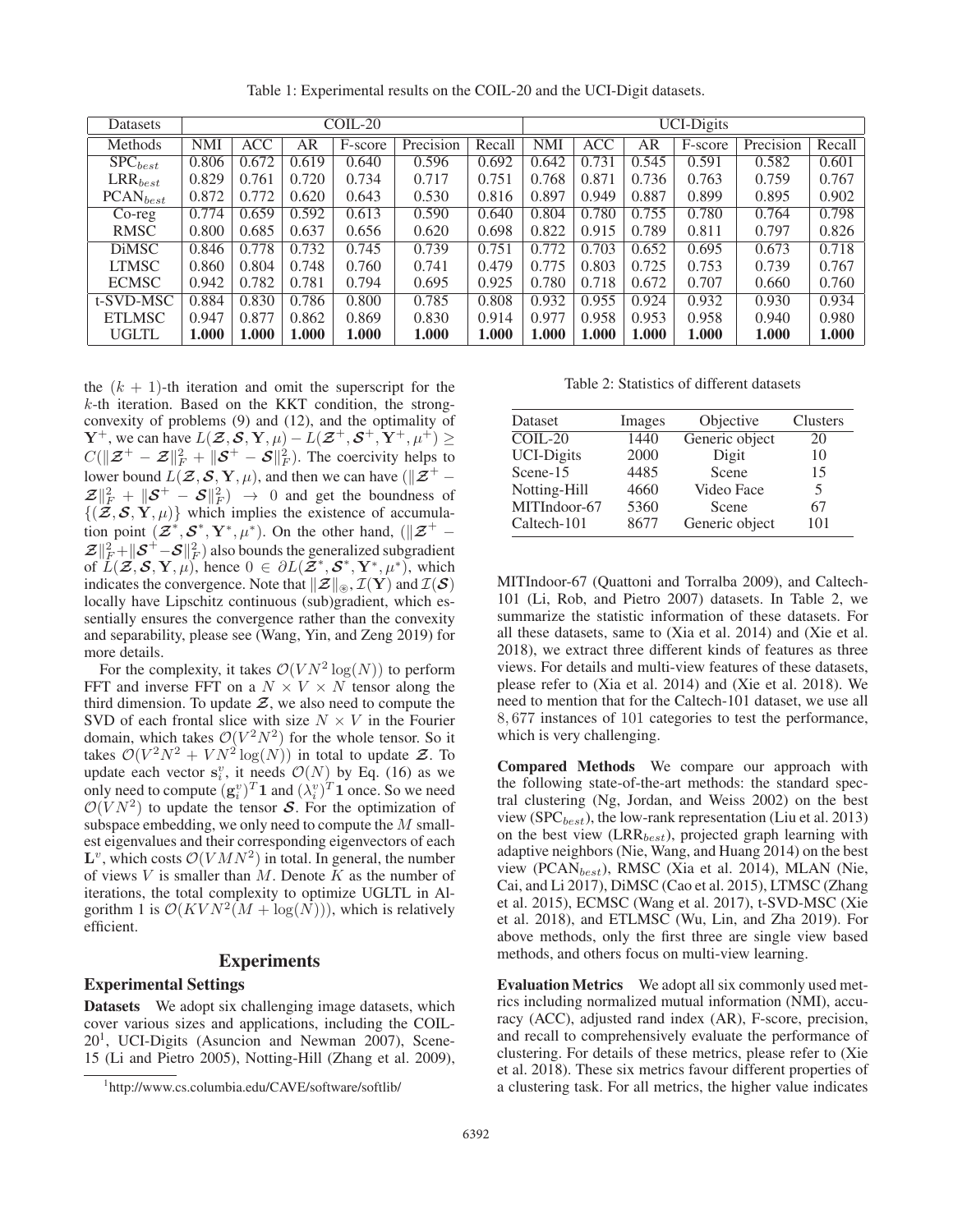Table 1: Experimental results on the COIL-20 and the UCI-Digit datasets.

| Datasets | COIL-20 | | | | | | UCI-Digits | | | | | |
|---|---|---|---|---|---|---|---|---|---|---|---|---|
| Methods | NMI | ACC | AR | F-score | Precision | Recall | NMI | ACC | AR | F-score | Precision | Recall |
| $\text{SPC}_{best}$ | 0.806 | 0.672 | 0.619 | 0.640 | 0.596 | 0.692 | 0.642 | 0.731 | 0.545 | 0.591 | 0.582 | 0.601 |
| $\text{LRR}_{best}$ | 0.829 | 0.761 | 0.720 | 0.734 | 0.717 | 0.751 | 0.768 | 0.871 | 0.736 | 0.763 | 0.759 | 0.767 |
| $\text{PCAN}_{best}$ | 0.872 | 0.772 | 0.620 | 0.643 | 0.530 | 0.816 | 0.897 | 0.949 | 0.887 | 0.899 | 0.895 | 0.902 |
| Co-reg | 0.774 | 0.659 | 0.592 | 0.613 | 0.590 | 0.640 | 0.804 | 0.780 | 0.755 | 0.780 | 0.764 | 0.798 |
| RMSC | 0.800 | 0.685 | 0.637 | 0.656 | 0.620 | 0.698 | 0.822 | 0.915 | 0.789 | 0.811 | 0.797 | 0.826 |
| DiMSC | 0.846 | 0.778 | 0.732 | 0.745 | 0.739 | 0.751 | 0.772 | 0.703 | 0.652 | 0.695 | 0.673 | 0.718 |
| LTMSC | 0.860 | 0.804 | 0.748 | 0.760 | 0.741 | 0.479 | 0.775 | 0.803 | 0.725 | 0.753 | 0.739 | 0.767 |
| ECMSC | 0.942 | 0.782 | 0.781 | 0.794 | 0.695 | 0.925 | 0.780 | 0.718 | 0.672 | 0.707 | 0.660 | 0.760 |
| t-SVD-MSC | 0.884 | 0.830 | 0.786 | 0.800 | 0.785 | 0.808 | 0.932 | 0.955 | 0.924 | 0.932 | 0.930 | 0.934 |
| ETLMSC | 0.947 | 0.877 | 0.862 | 0.869 | 0.830 | 0.914 | 0.977 | 0.958 | 0.953 | 0.958 | 0.940 | 0.980 |
| UGLTL | **1.000** | **1.000** | **1.000** | **1.000** | **1.000** | **1.000** | **1.000** | **1.000** | **1.000** | **1.000** | **1.000** | **1.000** |

the $(k+1)$-th iteration and omit the superscript for the $k$-th iteration. Based on the KKT condition, the strong-convexity of problems (9) and (12), and the optimality of $\mathbf{Y}^+$, we can have $L(\mathcal{Z}, \mathcal{S}, \mathbf{Y}, \mu) - L(\mathcal{Z}^+, \mathcal{S}^+, \mathbf{Y}^+, \mu^+) \geq C(\|\mathcal{Z}^+ - \mathcal{Z}\|_F^2 + \|\mathcal{S}^+ - \mathcal{S}\|_F^2)$. The coercivity helps to lower bound $L(\mathcal{Z}, \mathcal{S}, \mathbf{Y}, \mu)$, and then we can have $(\|\mathcal{Z}^+ - \mathcal{Z}\|_F^2 + \|\mathcal{S}^+ - \mathcal{S}\|_F^2) \rightarrow 0$ and get the boundness of $\{(\mathcal{Z}, \mathcal{S}, \mathbf{Y}, \mu)\}$ which implies the existence of accumulation point $(\mathcal{Z}^*, \mathcal{S}^*, \mathbf{Y}^*, \mu^*)$. On the other hand, $(\|\mathcal{Z}^+ - \mathcal{Z}\|_F^2 + \|\mathcal{S}^+ - \mathcal{S}\|_F^2)$ also bounds the generalized subgradient of $L(\mathcal{Z}, \mathcal{S}, \mathbf{Y}, \mu)$, hence $0 \in \partial L(\mathcal{Z}^*, \mathcal{S}^*, \mathbf{Y}^*, \mu^*)$, which indicates the convergence. Note that $\|\mathcal{Z}\|_{\circledast}$, $\mathcal{I}(\mathbf{Y})$ and $\mathcal{I}(\mathcal{S})$ locally have Lipschitz continuous (sub)gradient, which essentially ensures the convergence rather than the convexity and separability, please see (Wang, Yin, and Zeng 2019) for more details.

For the complexity, it takes $\mathcal{O}(VN^2\log(N))$ to perform FFT and inverse FFT on a $N \times V \times N$ tensor along the third dimension. To update $\mathcal{Z}$, we also need to compute the SVD of each frontal slice with size $N \times V$ in the Fourier domain, which takes $\mathcal{O}(V^2N^2)$ for the whole tensor. So it takes $\mathcal{O}(V^2N^2 + VN^2\log(N))$ in total to update $\mathcal{Z}$. To update each vector $\mathbf{s}_i^v$, it needs $\mathcal{O}(N)$ by Eq. (16) as we only need to compute $(\mathbf{g}_i^v)^T\mathbf{1}$ and $(\lambda_i^v)^T\mathbf{1}$ once. So we need $\mathcal{O}(VN^2)$ to update the tensor $\mathcal{S}$. For the optimization of subspace embedding, we only need to compute the $M$ smallest eigenvalues and their corresponding eigenvectors of each $\mathbf{L}^v$, which costs $\mathcal{O}(VMN^2)$ in total. In general, the number of views $V$ is smaller than $M$. Denote $K$ as the number of iterations, the total complexity to optimize UGLTL in Algorithm 1 is $\mathcal{O}(KVN^2(M + \log(N)))$, which is relatively efficient.

## Experiments

### Experimental Settings

**Datasets** We adopt six challenging image datasets, which cover various sizes and applications, including the COIL-20[1], UCI-Digits (Asuncion and Newman 2007), Scene-15 (Li and Pietro 2005), Notting-Hill (Zhang et al. 2009), MITIndoor-67 (Quattoni and Torralba 2009), and Caltech-101 (Li, Rob, and Pietro 2007) datasets. In Table 2, we summarize the statistic information of these datasets. For all these datasets, same to (Xia et al. 2014) and (Xie et al. 2018), we extract three different kinds of features as three views. For details and multi-view features of these datasets, please refer to (Xia et al. 2014) and (Xie et al. 2018). We need to mention that for the Caltech-101 dataset, we use all 8,677 instances of 101 categories to test the performance, which is very challenging.

[1] http://www.cs.columbia.edu/CAVE/software/softlib/

Table 2: Statistics of different datasets

| Dataset | Images | Objective | Clusters |
|---|---|---|---|
| COIL-20 | 1440 | Generic object | 20 |
| UCI-Digits | 2000 | Digit | 10 |
| Scene-15 | 4485 | Scene | 15 |
| Notting-Hill | 4660 | Video Face | 5 |
| MITIndoor-67 | 5360 | Scene | 67 |
| Caltech-101 | 8677 | Generic object | 101 |

**Compared Methods** We compare our approach with the following state-of-the-art methods: the standard spectral clustering (Ng, Jordan, and Weiss 2002) on the best view ($\text{SPC}_{best}$), the low-rank representation (Liu et al. 2013) on the best view ($\text{LRR}_{best}$), projected graph learning with adaptive neighbors (Nie, Wang, and Huang 2014) on the best view ($\text{PCAN}_{best}$), RMSC (Xia et al. 2014), MLAN (Nie, Cai, and Li 2017), DiMSC (Cao et al. 2015), LTMSC (Zhang et al. 2015), ECMSC (Wang et al. 2017), t-SVD-MSC (Xie et al. 2018), and ETLMSC (Wu, Lin, and Zha 2019). For above methods, only the first three are single view based methods, and others focus on multi-view learning.

**Evaluation Metrics** We adopt all six commonly used metrics including normalized mutual information (NMI), accuracy (ACC), adjusted rand index (AR), F-score, precision, and recall to comprehensively evaluate the performance of clustering. For details of these metrics, please refer to (Xie et al. 2018). These six metrics favour different properties of a clustering task. For all metrics, the higher value indicates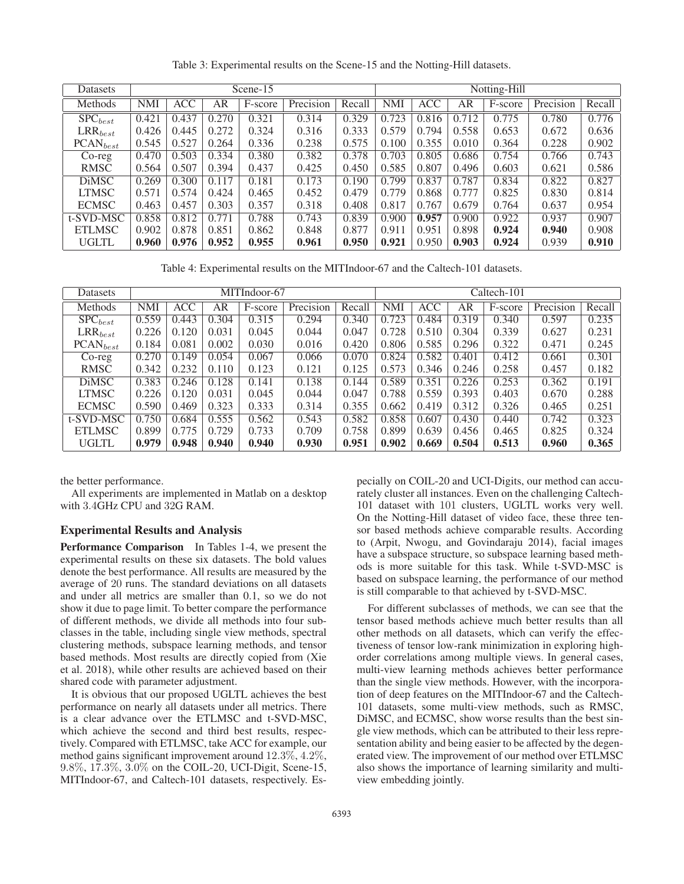Table 3: Experimental results on the Scene-15 and the Notting-Hill datasets.

| Datasets | Scene-15 | | | | | | Notting-Hill | | | | | |
|---|---|---|---|---|---|---|---|---|---|---|---|---|
| Methods | NMI | ACC | AR | F-score | Precision | Recall | NMI | ACC | AR | F-score | Precision | Recall |
| $\text{SPC}_{best}$ | 0.421 | 0.437 | 0.270 | 0.321 | 0.314 | 0.329 | 0.723 | 0.816 | 0.712 | 0.775 | 0.780 | 0.776 |
| $\text{LRR}_{best}$ | 0.426 | 0.445 | 0.272 | 0.324 | 0.316 | 0.333 | 0.579 | 0.794 | 0.558 | 0.653 | 0.672 | 0.636 |
| $\text{PCAN}_{best}$ | 0.545 | 0.527 | 0.264 | 0.336 | 0.238 | 0.575 | 0.100 | 0.355 | 0.010 | 0.364 | 0.228 | 0.902 |
| Co-reg | 0.470 | 0.503 | 0.334 | 0.380 | 0.382 | 0.378 | 0.703 | 0.805 | 0.686 | 0.754 | 0.766 | 0.743 |
| RMSC | 0.564 | 0.507 | 0.394 | 0.437 | 0.425 | 0.450 | 0.585 | 0.807 | 0.496 | 0.603 | 0.621 | 0.586 |
| DiMSC | 0.269 | 0.300 | 0.117 | 0.181 | 0.173 | 0.190 | 0.799 | 0.837 | 0.787 | 0.834 | 0.822 | 0.827 |
| LTMSC | 0.571 | 0.574 | 0.424 | 0.465 | 0.452 | 0.479 | 0.779 | 0.868 | 0.777 | 0.825 | 0.830 | 0.814 |
| ECMSC | 0.463 | 0.457 | 0.303 | 0.357 | 0.318 | 0.408 | 0.817 | 0.767 | 0.679 | 0.764 | 0.637 | 0.954 |
| t-SVD-MSC | 0.858 | 0.812 | 0.771 | 0.788 | 0.743 | 0.839 | 0.900 | **0.957** | 0.900 | 0.922 | 0.937 | 0.907 |
| ETLMSC | 0.902 | 0.878 | 0.851 | 0.862 | 0.848 | 0.877 | 0.911 | 0.951 | 0.898 | **0.924** | **0.940** | 0.908 |
| UGLTL | **0.960** | **0.976** | **0.952** | **0.955** | **0.961** | **0.950** | **0.921** | 0.950 | **0.903** | **0.924** | 0.939 | **0.910** |

Table 4: Experimental results on the MITIndoor-67 and the Caltech-101 datasets.

| Datasets | MITIndoor-67 | | | | | | Caltech-101 | | | | | |
|---|---|---|---|---|---|---|---|---|---|---|---|---|
| Methods | NMI | ACC | AR | F-score | Precision | Recall | NMI | ACC | AR | F-score | Precision | Recall |
| $\text{SPC}_{best}$ | 0.559 | 0.443 | 0.304 | 0.315 | 0.294 | 0.340 | 0.723 | 0.484 | 0.319 | 0.340 | 0.597 | 0.235 |
| $\text{LRR}_{best}$ | 0.226 | 0.120 | 0.031 | 0.045 | 0.044 | 0.047 | 0.728 | 0.510 | 0.304 | 0.339 | 0.627 | 0.231 |
| $\text{PCAN}_{best}$ | 0.184 | 0.081 | 0.002 | 0.030 | 0.016 | 0.420 | 0.806 | 0.585 | 0.296 | 0.322 | 0.471 | 0.245 |
| Co-reg | 0.270 | 0.149 | 0.054 | 0.067 | 0.066 | 0.070 | 0.824 | 0.582 | 0.401 | 0.412 | 0.661 | 0.301 |
| RMSC | 0.342 | 0.232 | 0.110 | 0.123 | 0.121 | 0.125 | 0.573 | 0.346 | 0.246 | 0.258 | 0.457 | 0.182 |
| DiMSC | 0.383 | 0.246 | 0.128 | 0.141 | 0.138 | 0.144 | 0.589 | 0.351 | 0.226 | 0.253 | 0.362 | 0.191 |
| LTMSC | 0.226 | 0.120 | 0.031 | 0.045 | 0.044 | 0.047 | 0.788 | 0.559 | 0.393 | 0.403 | 0.670 | 0.288 |
| ECMSC | 0.590 | 0.469 | 0.323 | 0.333 | 0.314 | 0.355 | 0.662 | 0.419 | 0.312 | 0.326 | 0.465 | 0.251 |
| t-SVD-MSC | 0.750 | 0.684 | 0.555 | 0.562 | 0.543 | 0.582 | 0.858 | 0.607 | 0.430 | 0.440 | 0.742 | 0.323 |
| ETLMSC | 0.899 | 0.775 | 0.729 | 0.733 | 0.709 | 0.758 | 0.899 | 0.639 | 0.456 | 0.465 | 0.825 | 0.324 |
| UGLTL | **0.979** | **0.948** | **0.940** | **0.940** | **0.930** | **0.951** | **0.902** | **0.669** | **0.504** | **0.513** | **0.960** | **0.365** |

the better performance.

All experiments are implemented in Matlab on a desktop with 3.4GHz CPU and 32G RAM.

### Experimental Results and Analysis

**Performance Comparison** In Tables 1-4, we present the experimental results on these six datasets. The bold values denote the best performance. All results are measured by the average of 20 runs. The standard deviations on all datasets and under all metrics are smaller than 0.1, so we do not show it due to page limit. To better compare the performance of different methods, we divide all methods into four subclasses in the table, including single view methods, spectral clustering methods, subspace learning methods, and tensor based methods. Most results are directly copied from (Xie et al. 2018), while other results are achieved based on their shared code with parameter adjustment.

It is obvious that our proposed UGLTL achieves the best performance on nearly all datasets under all metrics. There is a clear advance over the ETLMSC and t-SVD-MSC, which achieve the second and third best results, respectively. Compared with ETLMSC, take ACC for example, our method gains significant improvement around 12.3%, 4.2%, 9.8%, 17.3%, 3.0% on the COIL-20, UCI-Digit, Scene-15, MITIndoor-67, and Caltech-101 datasets, respectively. Especially on COIL-20 and UCI-Digits, our method can accurately cluster all instances. Even on the challenging Caltech-101 dataset with 101 clusters, UGLTL works very well. On the Notting-Hill dataset of video face, these three tensor based methods achieve comparable results. According to (Arpit, Nwogu, and Govindaraju 2014), facial images have a subspace structure, so subspace learning based methods is more suitable for this task. While t-SVD-MSC is based on subspace learning, the performance of our method is still comparable to that achieved by t-SVD-MSC.

For different subclasses of methods, we can see that the tensor based methods achieve much better results than all other methods on all datasets, which can verify the effectiveness of tensor low-rank minimization in exploring high-order correlations among multiple views. In general cases, multi-view learning methods achieves better performance than the single view methods. However, with the incorporation of deep features on the MITIndoor-67 and the Caltech-101 datasets, some multi-view methods, such as RMSC, DiMSC, and ECMSC, show worse results than the best single view methods, which can be attributed to their less representation ability and being easier to be affected by the degenerated view. The improvement of our method over ETLMSC also shows the importance of learning similarity and multi-view embedding jointly.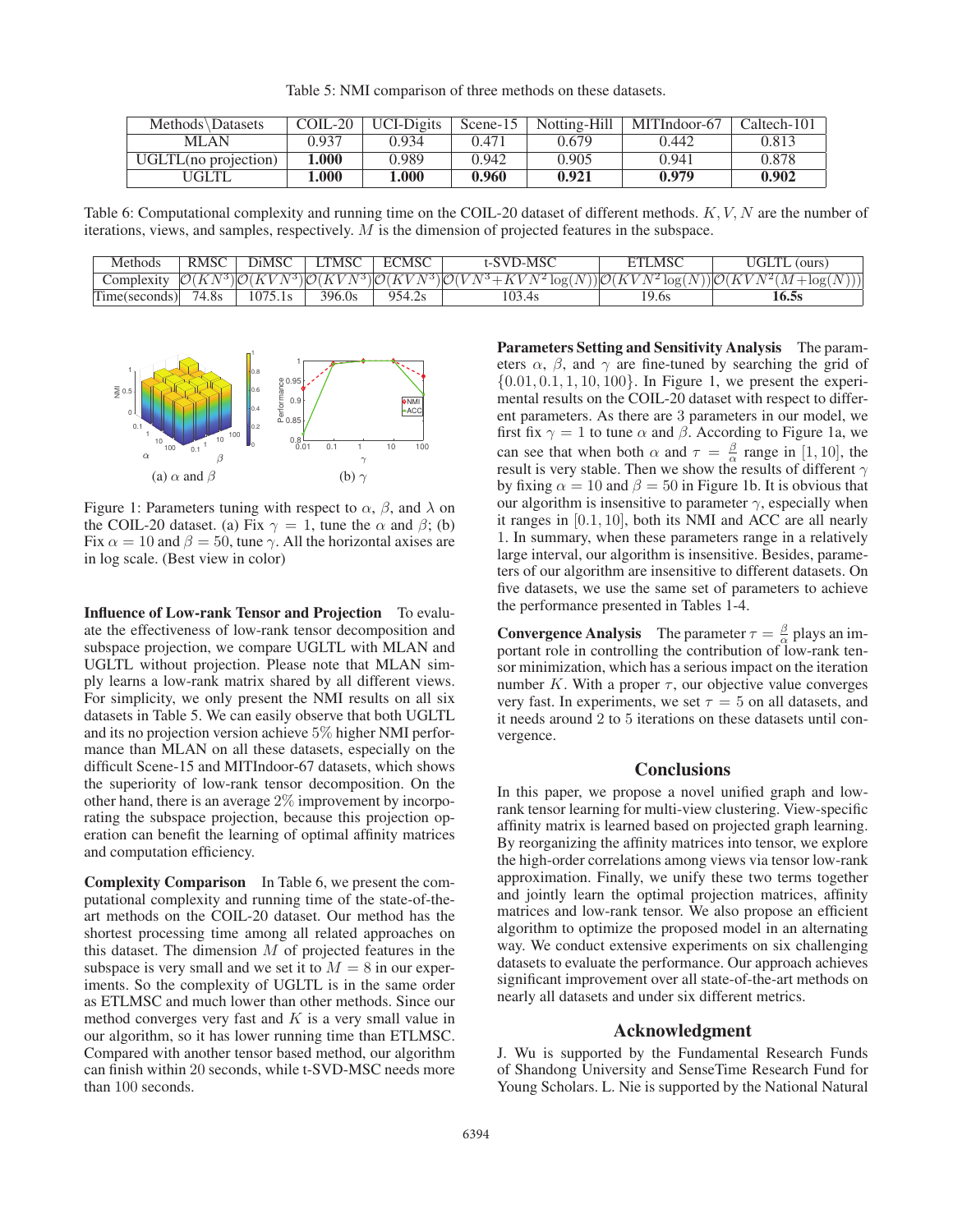Table 5: NMI comparison of three methods on these datasets.

| Methods\Datasets | COIL-20 | UCI-Digits | Scene-15 | Notting-Hill | MITIndoor-67 | Caltech-101 |
|---|---|---|---|---|---|---|
| MLAN | 0.937 | 0.934 | 0.471 | 0.679 | 0.442 | 0.813 |
| UGLTL(no projection) | **1.000** | 0.989 | 0.942 | 0.905 | 0.941 | 0.878 |
| UGLTL | **1.000** | **1.000** | **0.960** | **0.921** | **0.979** | **0.902** |

Table 6: Computational complexity and running time on the COIL-20 dataset of different methods. $K, V, N$ are the number of iterations, views, and samples, respectively. $M$ is the dimension of projected features in the subspace.

| Methods | RMSC | DiMSC | LTMSC | ECMSC | t-SVD-MSC | ETLMSC | UGLTL (ours) |
|---|---|---|---|---|---|---|---|
| Complexity | $\mathcal{O}(KN^3)$ | $\mathcal{O}(KVN^3)$ | $\mathcal{O}(KVN^3)$ | $\mathcal{O}(KVN^3)$ | $\mathcal{O}(VN^3+KVN^2\log(N))$ | $\mathcal{O}(KVN^2\log(N))$ | $\mathcal{O}(KVN^2(M+\log(N)))$ |
| Time(seconds) | 74.8s | 1075.1s | 396.0s | 954.2s | 103.4s | 19.6s | **16.5s** |

(a) $\alpha$ and $\beta$ (b) $\gamma$

Figure 1: Parameters tuning with respect to $\alpha$, $\beta$, and $\lambda$ on the COIL-20 dataset. (a) Fix $\gamma = 1$, tune the $\alpha$ and $\beta$; (b) Fix $\alpha = 10$ and $\beta = 50$, tune $\gamma$. All the horizontal axises are in log scale. (Best view in color)

**Influence of Low-rank Tensor and Projection** To evaluate the effectiveness of low-rank tensor decomposition and subspace projection, we compare UGLTL with MLAN and UGLTL without projection. Please note that MLAN simply learns a low-rank matrix shared by all different views. For simplicity, we only present the NMI results on all six datasets in Table 5. We can easily observe that both UGLTL and its no projection version achieve 5% higher NMI performance than MLAN on all these datasets, especially on the difficult Scene-15 and MITIndoor-67 datasets, which shows the superiority of low-rank tensor decomposition. On the other hand, there is an average 2% improvement by incorporating the subspace projection, because this projection operation can benefit the learning of optimal affinity matrices and computation efficiency.

**Complexity Comparison** In Table 6, we present the computational complexity and running time of the state-of-the-art methods on the COIL-20 dataset. Our method has the shortest processing time among all related approaches on this dataset. The dimension $M$ of projected features in the subspace is very small and we set it to $M = 8$ in our experiments. So the complexity of UGLTL is in the same order as ETLMSC and much lower than other methods. Since our method converges very fast and $K$ is a very small value in our algorithm, so it has lower running time than ETLMSC. Compared with another tensor based method, our algorithm can finish within 20 seconds, while t-SVD-MSC needs more than 100 seconds.

**Parameters Setting and Sensitivity Analysis** The parameters $\alpha$, $\beta$, and $\gamma$ are fine-tuned by searching the grid of $\{0.01, 0.1, 1, 10, 100\}$. In Figure 1, we present the experimental results on the COIL-20 dataset with respect to different parameters. As there are 3 parameters in our model, we first fix $\gamma = 1$ to tune $\alpha$ and $\beta$. According to Figure 1a, we can see that when both $\alpha$ and $\tau = \frac{\beta}{\alpha}$ range in $[1, 10]$, the result is very stable. Then we show the results of different $\gamma$ by fixing $\alpha = 10$ and $\beta = 50$ in Figure 1b. It is obvious that our algorithm is insensitive to parameter $\gamma$, especially when it ranges in $[0.1, 10]$, both its NMI and ACC are all nearly 1. In summary, when these parameters range in a relatively large interval, our algorithm is insensitive. Besides, parameters of our algorithm are insensitive to different datasets. On five datasets, we use the same set of parameters to achieve the performance presented in Tables 1-4.

**Convergence Analysis** The parameter $\tau = \frac{\beta}{\alpha}$ plays an important role in controlling the contribution of low-rank tensor minimization, which has a serious impact on the iteration number $K$. With a proper $\tau$, our objective value converges very fast. In experiments, we set $\tau = 5$ on all datasets, and it needs around 2 to 5 iterations on these datasets until convergence.

## Conclusions

In this paper, we propose a novel unified graph and low-rank tensor learning for multi-view clustering. View-specific affinity matrix is learned based on projected graph learning. By reorganizing the affinity matrices into tensor, we explore the high-order correlations among views via tensor low-rank approximation. Finally, we unify these two terms together and jointly learn the optimal projection matrices, affinity matrices and low-rank tensor. We also propose an efficient algorithm to optimize the proposed model in an alternating way. We conduct extensive experiments on six challenging datasets to evaluate the performance. Our approach achieves significant improvement over all state-of-the-art methods on nearly all datasets and under six different metrics.

## Acknowledgment

J. Wu is supported by the Fundamental Research Funds of Shandong University and SenseTime Research Fund for Young Scholars. L. Nie is supported by the National Natural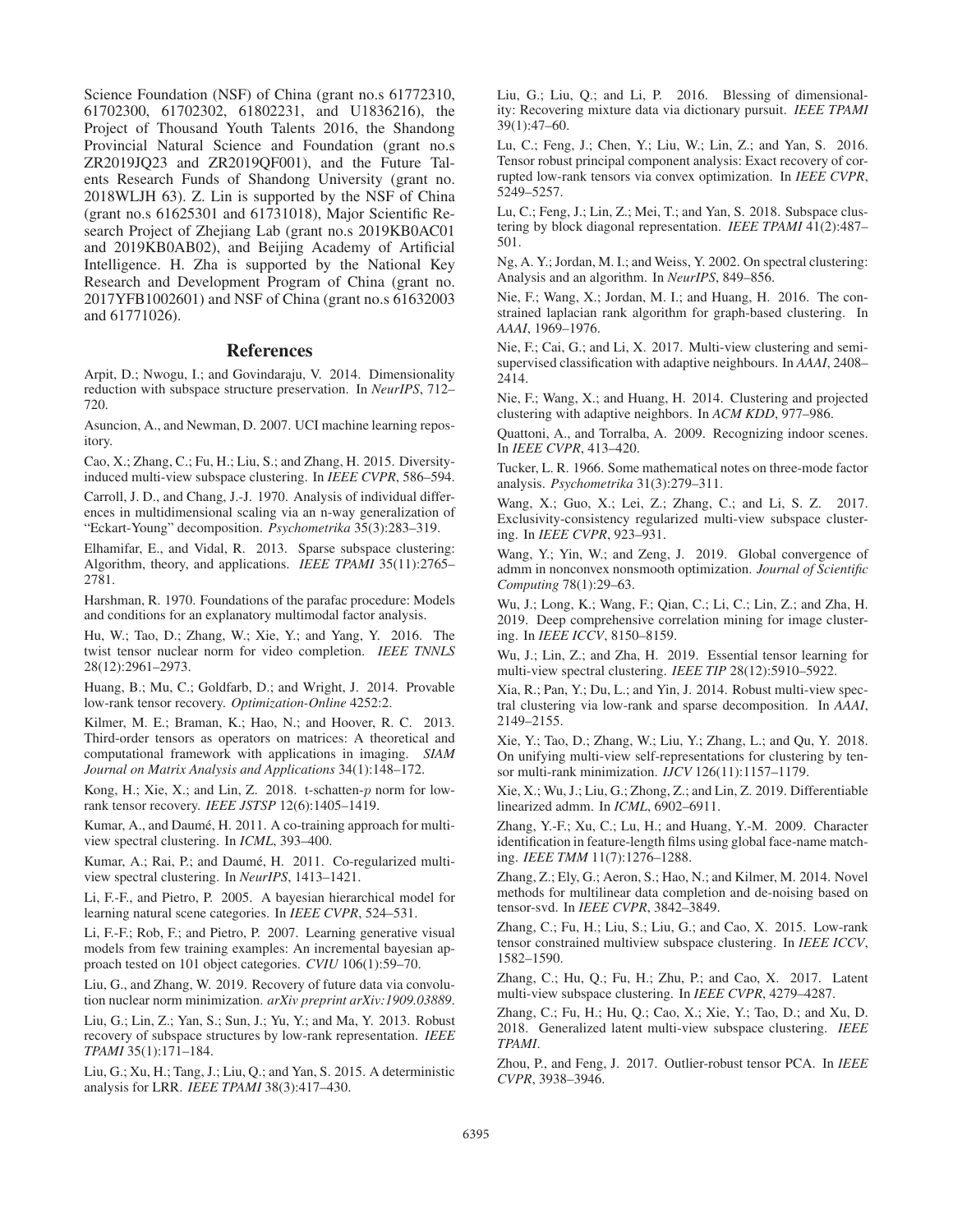Science Foundation (NSF) of China (grant no.s 61772310, 61702300, 61702302, 61802231, and U1836216), the Project of Thousand Youth Talents 2016, the Shandong Provincial Natural Science and Foundation (grant no.s ZR2019JQ23 and ZR2019QF001), and the Future Talents Research Funds of Shandong University (grant no. 2018WLJH 63). Z. Lin is supported by the NSF of China (grant no.s 61625301 and 61731018), Major Scientific Research Project of Zhejiang Lab (grant no.s 2019KB0AC01 and 2019KB0AB02), and Beijing Academy of Artificial Intelligence. H. Zha is supported by the National Key Research and Development Program of China (grant no. 2017YFB1002601) and NSF of China (grant no.s 61632003 and 61771026).

## References

Arpit, D.; Nwogu, I.; and Govindaraju, V. 2014. Dimensionality reduction with subspace structure preservation. In *NeurIPS*, 712–720.

Asuncion, A., and Newman, D. 2007. UCI machine learning repository.

Cao, X.; Zhang, C.; Fu, H.; Liu, S.; and Zhang, H. 2015. Diversity-induced multi-view subspace clustering. In *IEEE CVPR*, 586–594.

Carroll, J. D., and Chang, J.-J. 1970. Analysis of individual differences in multidimensional scaling via an n-way generalization of "Eckart-Young" decomposition. *Psychometrika* 35(3):283–319.

Elhamifar, E., and Vidal, R. 2013. Sparse subspace clustering: Algorithm, theory, and applications. *IEEE TPAMI* 35(11):2765–2781.

Harshman, R. 1970. Foundations of the parafac procedure: Models and conditions for an explanatory multimodal factor analysis.

Hu, W.; Tao, D.; Zhang, W.; Xie, Y.; and Yang, Y. 2016. The twist tensor nuclear norm for video completion. *IEEE TNNLS* 28(12):2961–2973.

Huang, B.; Mu, C.; Goldfarb, D.; and Wright, J. 2014. Provable low-rank tensor recovery. *Optimization-Online* 4252:2.

Kilmer, M. E.; Braman, K.; Hao, N.; and Hoover, R. C. 2013. Third-order tensors as operators on matrices: A theoretical and computational framework with applications in imaging. *SIAM Journal on Matrix Analysis and Applications* 34(1):148–172.

Kong, H.; Xie, X.; and Lin, Z. 2018. t-schatten-$p$ norm for low-rank tensor recovery. *IEEE JSTSP* 12(6):1405–1419.

Kumar, A., and Daumé, H. 2011. A co-training approach for multi-view spectral clustering. In *ICML*, 393–400.

Kumar, A.; Rai, P.; and Daumé, H. 2011. Co-regularized multi-view spectral clustering. In *NeurIPS*, 1413–1421.

Li, F.-F., and Pietro, P. 2005. A bayesian hierarchical model for learning natural scene categories. In *IEEE CVPR*, 524–531.

Li, F.-F.; Rob, F.; and Pietro, P. 2007. Learning generative visual models from few training examples: An incremental bayesian approach tested on 101 object categories. *CVIU* 106(1):59–70.

Liu, G., and Zhang, W. 2019. Recovery of future data via convolution nuclear norm minimization. *arXiv preprint arXiv:1909.03889*.

Liu, G.; Lin, Z.; Yan, S.; Sun, J.; Yu, Y.; and Ma, Y. 2013. Robust recovery of subspace structures by low-rank representation. *IEEE TPAMI* 35(1):171–184.

Liu, G.; Xu, H.; Tang, J.; Liu, Q.; and Yan, S. 2015. A deterministic analysis for LRR. *IEEE TPAMI* 38(3):417–430.

Liu, G.; Liu, Q.; and Li, P. 2016. Blessing of dimensionality: Recovering mixture data via dictionary pursuit. *IEEE TPAMI* 39(1):47–60.

Lu, C.; Feng, J.; Chen, Y.; Liu, W.; Lin, Z.; and Yan, S. 2016. Tensor robust principal component analysis: Exact recovery of corrupted low-rank tensors via convex optimization. In *IEEE CVPR*, 5249–5257.

Lu, C.; Feng, J.; Lin, Z.; Mei, T.; and Yan, S. 2018. Subspace clustering by block diagonal representation. *IEEE TPAMI* 41(2):487–501.

Ng, A. Y.; Jordan, M. I.; and Weiss, Y. 2002. On spectral clustering: Analysis and an algorithm. In *NeurIPS*, 849–856.

Nie, F.; Wang, X.; Jordan, M. I.; and Huang, H. 2016. The constrained laplacian rank algorithm for graph-based clustering. In *AAAI*, 1969–1976.

Nie, F.; Cai, G.; and Li, X. 2017. Multi-view clustering and semi-supervised classification with adaptive neighbours. In *AAAI*, 2408–2414.

Nie, F.; Wang, X.; and Huang, H. 2014. Clustering and projected clustering with adaptive neighbors. In *ACM KDD*, 977–986.

Quattoni, A., and Torralba, A. 2009. Recognizing indoor scenes. In *IEEE CVPR*, 413–420.

Tucker, L. R. 1966. Some mathematical notes on three-mode factor analysis. *Psychometrika* 31(3):279–311.

Wang, X.; Guo, X.; Lei, Z.; Zhang, C.; and Li, S. Z. 2017. Exclusivity-consistency regularized multi-view subspace clustering. In *IEEE CVPR*, 923–931.

Wang, Y.; Yin, W.; and Zeng, J. 2019. Global convergence of admm in nonconvex nonsmooth optimization. *Journal of Scientific Computing* 78(1):29–63.

Wu, J.; Long, K.; Wang, F.; Qian, C.; Li, C.; Lin, Z.; and Zha, H. 2019. Deep comprehensive correlation mining for image clustering. In *IEEE ICCV*, 8150–8159.

Wu, J.; Lin, Z.; and Zha, H. 2019. Essential tensor learning for multi-view spectral clustering. *IEEE TIP* 28(12):5910–5922.

Xia, R.; Pan, Y.; Du, L.; and Yin, J. 2014. Robust multi-view spectral clustering via low-rank and sparse decomposition. In *AAAI*, 2149–2155.

Xie, Y.; Tao, D.; Zhang, W.; Liu, Y.; Zhang, L.; and Qu, Y. 2018. On unifying multi-view self-representations for clustering by tensor multi-rank minimization. *IJCV* 126(11):1157–1179.

Xie, X.; Wu, J.; Liu, G.; Zhong, Z.; and Lin, Z. 2019. Differentiable linearized admm. In *ICML*, 6902–6911.

Zhang, Y.-F.; Xu, C.; Lu, H.; and Huang, Y.-M. 2009. Character identification in feature-length films using global face-name matching. *IEEE TMM* 11(7):1276–1288.

Zhang, Z.; Ely, G.; Aeron, S.; Hao, N.; and Kilmer, M. 2014. Novel methods for multilinear data completion and de-noising based on tensor-svd. In *IEEE CVPR*, 3842–3849.

Zhang, C.; Fu, H.; Liu, S.; Liu, G.; and Cao, X. 2015. Low-rank tensor constrained multiview subspace clustering. In *IEEE ICCV*, 1582–1590.

Zhang, C.; Hu, Q.; Fu, H.; Zhu, P.; and Cao, X. 2017. Latent multi-view subspace clustering. In *IEEE CVPR*, 4279–4287.

Zhang, C.; Fu, H.; Hu, Q.; Cao, X.; Xie, Y.; Tao, D.; and Xu, D. 2018. Generalized latent multi-view subspace clustering. *IEEE TPAMI*.

Zhou, P., and Feng, J. 2017. Outlier-robust tensor PCA. In *IEEE CVPR*, 3938–3946.